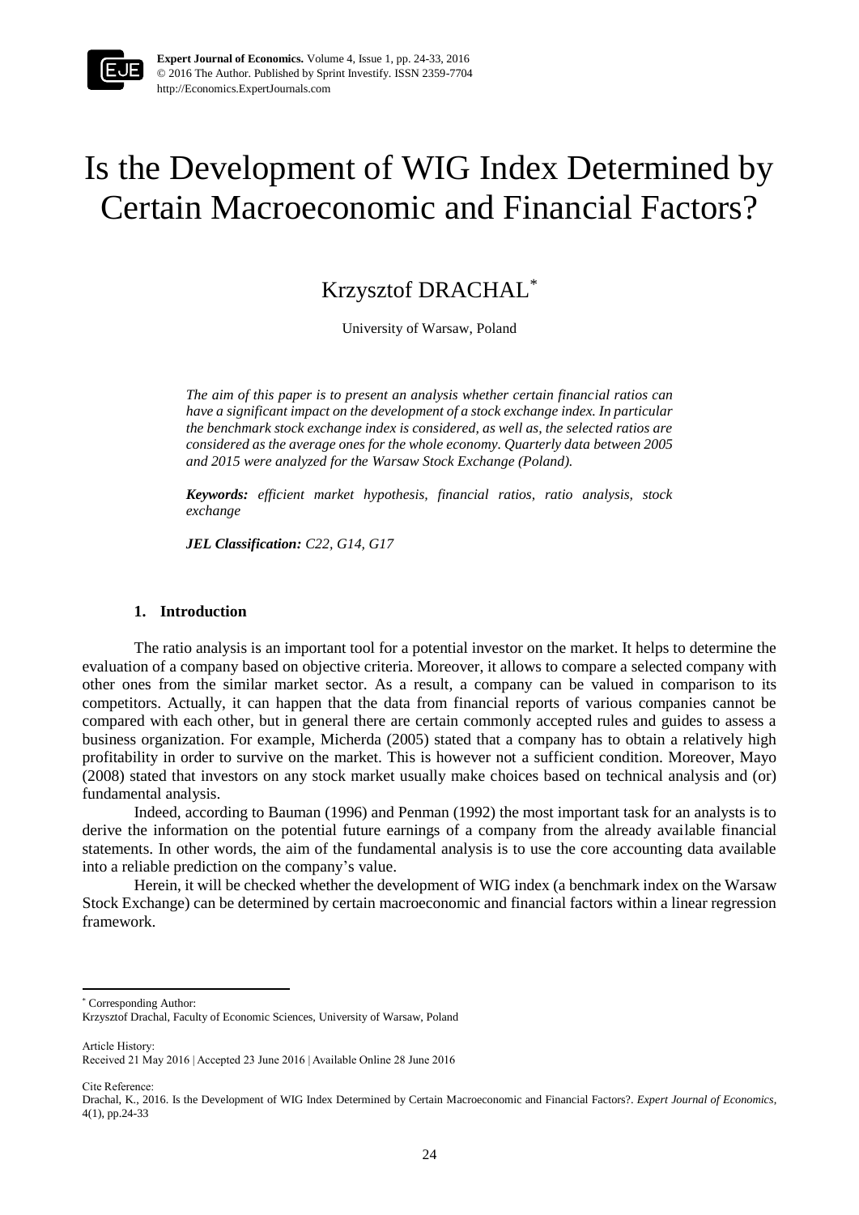# Is the Development of WIG Index Determined by Certain Macroeconomic and Financial Factors?

Krzysztof DRACHAL[*]

University of Warsaw, Poland

*The aim of this paper is to present an analysis whether certain financial ratios can have a significant impact on the development of a stock exchange index. In particular the benchmark stock exchange index is considered, as well as, the selected ratios are considered as the average ones for the whole economy. Quarterly data between 2005 and 2015 were analyzed for the Warsaw Stock Exchange (Poland).*

***Keywords:*** *efficient market hypothesis, financial ratios, ratio analysis, stock exchange*

***JEL Classification:*** *C22, G14, G17*

## 1. Introduction

The ratio analysis is an important tool for a potential investor on the market. It helps to determine the evaluation of a company based on objective criteria. Moreover, it allows to compare a selected company with other ones from the similar market sector. As a result, a company can be valued in comparison to its competitors. Actually, it can happen that the data from financial reports of various companies cannot be compared with each other, but in general there are certain commonly accepted rules and guides to assess a business organization. For example, Micherda (2005) stated that a company has to obtain a relatively high profitability in order to survive on the market. This is however not a sufficient condition. Moreover, Mayo (2008) stated that investors on any stock market usually make choices based on technical analysis and (or) fundamental analysis.

Indeed, according to Bauman (1996) and Penman (1992) the most important task for an analysts is to derive the information on the potential future earnings of a company from the already available financial statements. In other words, the aim of the fundamental analysis is to use the core accounting data available into a reliable prediction on the company's value.

Herein, it will be checked whether the development of WIG index (a benchmark index on the Warsaw Stock Exchange) can be determined by certain macroeconomic and financial factors within a linear regression framework.

---

[*] Corresponding Author:
Krzysztof Drachal, Faculty of Economic Sciences, University of Warsaw, Poland

Article History:
Received 21 May 2016 | Accepted 23 June 2016 | Available Online 28 June 2016

Cite Reference:
Drachal, K., 2016. Is the Development of WIG Index Determined by Certain Macroeconomic and Financial Factors?. *Expert Journal of Economics*, 4(1), pp.24-33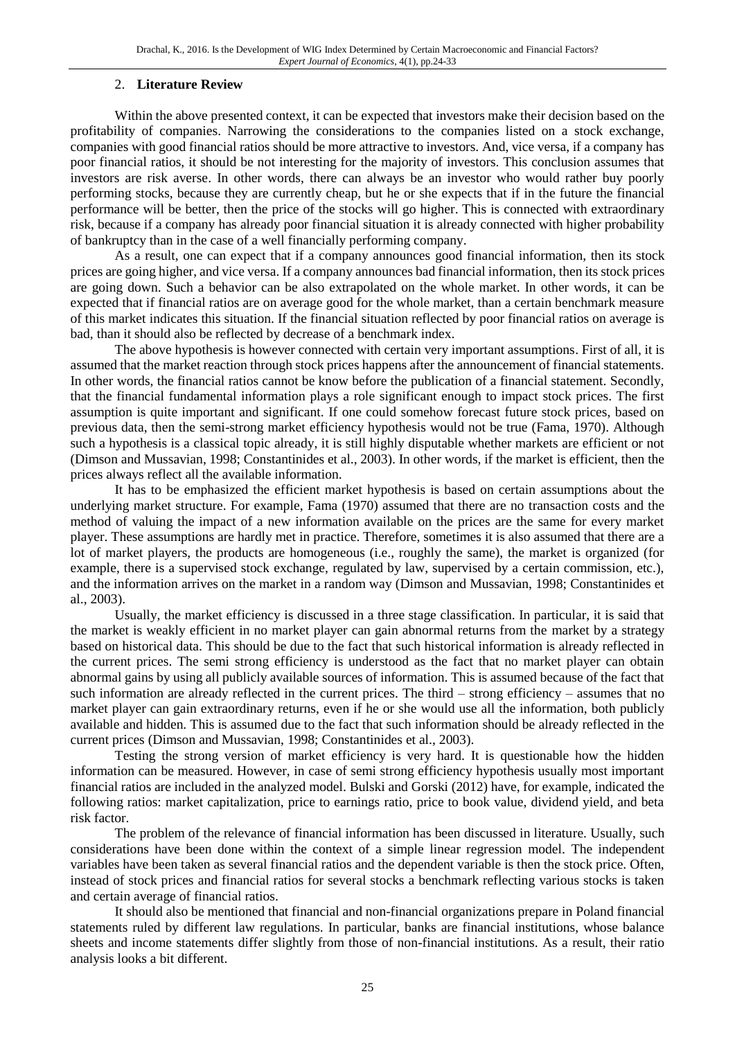## 2. Literature Review

Within the above presented context, it can be expected that investors make their decision based on the profitability of companies. Narrowing the considerations to the companies listed on a stock exchange, companies with good financial ratios should be more attractive to investors. And, vice versa, if a company has poor financial ratios, it should be not interesting for the majority of investors. This conclusion assumes that investors are risk averse. In other words, there can always be an investor who would rather buy poorly performing stocks, because they are currently cheap, but he or she expects that if in the future the financial performance will be better, then the price of the stocks will go higher. This is connected with extraordinary risk, because if a company has already poor financial situation it is already connected with higher probability of bankruptcy than in the case of a well financially performing company.

As a result, one can expect that if a company announces good financial information, then its stock prices are going higher, and vice versa. If a company announces bad financial information, then its stock prices are going down. Such a behavior can be also extrapolated on the whole market. In other words, it can be expected that if financial ratios are on average good for the whole market, than a certain benchmark measure of this market indicates this situation. If the financial situation reflected by poor financial ratios on average is bad, than it should also be reflected by decrease of a benchmark index.

The above hypothesis is however connected with certain very important assumptions. First of all, it is assumed that the market reaction through stock prices happens after the announcement of financial statements. In other words, the financial ratios cannot be know before the publication of a financial statement. Secondly, that the financial fundamental information plays a role significant enough to impact stock prices. The first assumption is quite important and significant. If one could somehow forecast future stock prices, based on previous data, then the semi-strong market efficiency hypothesis would not be true (Fama, 1970). Although such a hypothesis is a classical topic already, it is still highly disputable whether markets are efficient or not (Dimson and Mussavian, 1998; Constantinides et al., 2003). In other words, if the market is efficient, then the prices always reflect all the available information.

It has to be emphasized the efficient market hypothesis is based on certain assumptions about the underlying market structure. For example, Fama (1970) assumed that there are no transaction costs and the method of valuing the impact of a new information available on the prices are the same for every market player. These assumptions are hardly met in practice. Therefore, sometimes it is also assumed that there are a lot of market players, the products are homogeneous (i.e., roughly the same), the market is organized (for example, there is a supervised stock exchange, regulated by law, supervised by a certain commission, etc.), and the information arrives on the market in a random way (Dimson and Mussavian, 1998; Constantinides et al., 2003).

Usually, the market efficiency is discussed in a three stage classification. In particular, it is said that the market is weakly efficient in no market player can gain abnormal returns from the market by a strategy based on historical data. This should be due to the fact that such historical information is already reflected in the current prices. The semi strong efficiency is understood as the fact that no market player can obtain abnormal gains by using all publicly available sources of information. This is assumed because of the fact that such information are already reflected in the current prices. The third – strong efficiency – assumes that no market player can gain extraordinary returns, even if he or she would use all the information, both publicly available and hidden. This is assumed due to the fact that such information should be already reflected in the current prices (Dimson and Mussavian, 1998; Constantinides et al., 2003).

Testing the strong version of market efficiency is very hard. It is questionable how the hidden information can be measured. However, in case of semi strong efficiency hypothesis usually most important financial ratios are included in the analyzed model. Bulski and Gorski (2012) have, for example, indicated the following ratios: market capitalization, price to earnings ratio, price to book value, dividend yield, and beta risk factor.

The problem of the relevance of financial information has been discussed in literature. Usually, such considerations have been done within the context of a simple linear regression model. The independent variables have been taken as several financial ratios and the dependent variable is then the stock price. Often, instead of stock prices and financial ratios for several stocks a benchmark reflecting various stocks is taken and certain average of financial ratios.

It should also be mentioned that financial and non-financial organizations prepare in Poland financial statements ruled by different law regulations. In particular, banks are financial institutions, whose balance sheets and income statements differ slightly from those of non-financial institutions. As a result, their ratio analysis looks a bit different.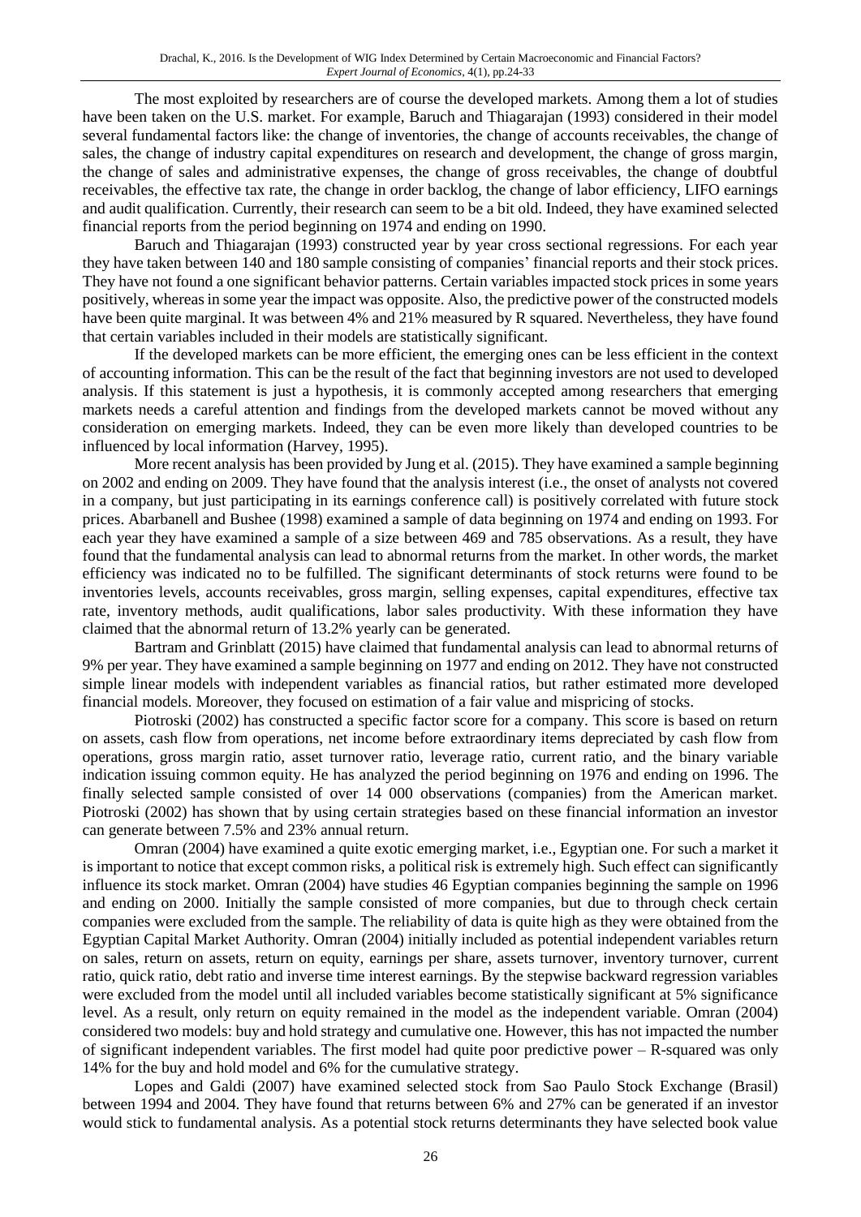The most exploited by researchers are of course the developed markets. Among them a lot of studies have been taken on the U.S. market. For example, Baruch and Thiagarajan (1993) considered in their model several fundamental factors like: the change of inventories, the change of accounts receivables, the change of sales, the change of industry capital expenditures on research and development, the change of gross margin, the change of sales and administrative expenses, the change of gross receivables, the change of doubtful receivables, the effective tax rate, the change in order backlog, the change of labor efficiency, LIFO earnings and audit qualification. Currently, their research can seem to be a bit old. Indeed, they have examined selected financial reports from the period beginning on 1974 and ending on 1990.

Baruch and Thiagarajan (1993) constructed year by year cross sectional regressions. For each year they have taken between 140 and 180 sample consisting of companies' financial reports and their stock prices. They have not found a one significant behavior patterns. Certain variables impacted stock prices in some years positively, whereas in some year the impact was opposite. Also, the predictive power of the constructed models have been quite marginal. It was between 4% and 21% measured by R squared. Nevertheless, they have found that certain variables included in their models are statistically significant.

If the developed markets can be more efficient, the emerging ones can be less efficient in the context of accounting information. This can be the result of the fact that beginning investors are not used to developed analysis. If this statement is just a hypothesis, it is commonly accepted among researchers that emerging markets needs a careful attention and findings from the developed markets cannot be moved without any consideration on emerging markets. Indeed, they can be even more likely than developed countries to be influenced by local information (Harvey, 1995).

More recent analysis has been provided by Jung et al. (2015). They have examined a sample beginning on 2002 and ending on 2009. They have found that the analysis interest (i.e., the onset of analysts not covered in a company, but just participating in its earnings conference call) is positively correlated with future stock prices. Abarbanell and Bushee (1998) examined a sample of data beginning on 1974 and ending on 1993. For each year they have examined a sample of a size between 469 and 785 observations. As a result, they have found that the fundamental analysis can lead to abnormal returns from the market. In other words, the market efficiency was indicated no to be fulfilled. The significant determinants of stock returns were found to be inventories levels, accounts receivables, gross margin, selling expenses, capital expenditures, effective tax rate, inventory methods, audit qualifications, labor sales productivity. With these information they have claimed that the abnormal return of 13.2% yearly can be generated.

Bartram and Grinblatt (2015) have claimed that fundamental analysis can lead to abnormal returns of 9% per year. They have examined a sample beginning on 1977 and ending on 2012. They have not constructed simple linear models with independent variables as financial ratios, but rather estimated more developed financial models. Moreover, they focused on estimation of a fair value and mispricing of stocks.

Piotroski (2002) has constructed a specific factor score for a company. This score is based on return on assets, cash flow from operations, net income before extraordinary items depreciated by cash flow from operations, gross margin ratio, asset turnover ratio, leverage ratio, current ratio, and the binary variable indication issuing common equity. He has analyzed the period beginning on 1976 and ending on 1996. The finally selected sample consisted of over 14 000 observations (companies) from the American market. Piotroski (2002) has shown that by using certain strategies based on these financial information an investor can generate between 7.5% and 23% annual return.

Omran (2004) have examined a quite exotic emerging market, i.e., Egyptian one. For such a market it is important to notice that except common risks, a political risk is extremely high. Such effect can significantly influence its stock market. Omran (2004) have studies 46 Egyptian companies beginning the sample on 1996 and ending on 2000. Initially the sample consisted of more companies, but due to through check certain companies were excluded from the sample. The reliability of data is quite high as they were obtained from the Egyptian Capital Market Authority. Omran (2004) initially included as potential independent variables return on sales, return on assets, return on equity, earnings per share, assets turnover, inventory turnover, current ratio, quick ratio, debt ratio and inverse time interest earnings. By the stepwise backward regression variables were excluded from the model until all included variables become statistically significant at 5% significance level. As a result, only return on equity remained in the model as the independent variable. Omran (2004) considered two models: buy and hold strategy and cumulative one. However, this has not impacted the number of significant independent variables. The first model had quite poor predictive power – R-squared was only 14% for the buy and hold model and 6% for the cumulative strategy.

Lopes and Galdi (2007) have examined selected stock from Sao Paulo Stock Exchange (Brasil) between 1994 and 2004. They have found that returns between 6% and 27% can be generated if an investor would stick to fundamental analysis. As a potential stock returns determinants they have selected book value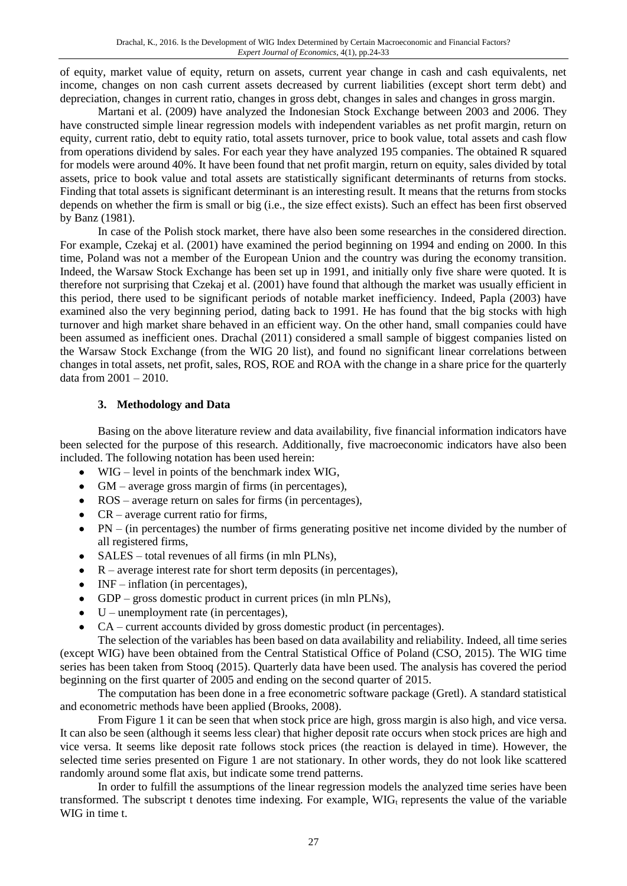of equity, market value of equity, return on assets, current year change in cash and cash equivalents, net income, changes on non cash current assets decreased by current liabilities (except short term debt) and depreciation, changes in current ratio, changes in gross debt, changes in sales and changes in gross margin.

Martani et al. (2009) have analyzed the Indonesian Stock Exchange between 2003 and 2006. They have constructed simple linear regression models with independent variables as net profit margin, return on equity, current ratio, debt to equity ratio, total assets turnover, price to book value, total assets and cash flow from operations dividend by sales. For each year they have analyzed 195 companies. The obtained R squared for models were around 40%. It have been found that net profit margin, return on equity, sales divided by total assets, price to book value and total assets are statistically significant determinants of returns from stocks. Finding that total assets is significant determinant is an interesting result. It means that the returns from stocks depends on whether the firm is small or big (i.e., the size effect exists). Such an effect has been first observed by Banz (1981).

In case of the Polish stock market, there have also been some researches in the considered direction. For example, Czekaj et al. (2001) have examined the period beginning on 1994 and ending on 2000. In this time, Poland was not a member of the European Union and the country was during the economy transition. Indeed, the Warsaw Stock Exchange has been set up in 1991, and initially only five share were quoted. It is therefore not surprising that Czekaj et al. (2001) have found that although the market was usually efficient in this period, there used to be significant periods of notable market inefficiency. Indeed, Papla (2003) have examined also the very beginning period, dating back to 1991. He has found that the big stocks with high turnover and high market share behaved in an efficient way. On the other hand, small companies could have been assumed as inefficient ones. Drachal (2011) considered a small sample of biggest companies listed on the Warsaw Stock Exchange (from the WIG 20 list), and found no significant linear correlations between changes in total assets, net profit, sales, ROS, ROE and ROA with the change in a share price for the quarterly data from 2001 – 2010.

## 3. Methodology and Data

Basing on the above literature review and data availability, five financial information indicators have been selected for the purpose of this research. Additionally, five macroeconomic indicators have also been included. The following notation has been used herein:

- WIG – level in points of the benchmark index WIG,
- GM – average gross margin of firms (in percentages),
- ROS – average return on sales for firms (in percentages),
- CR – average current ratio for firms,
- PN – (in percentages) the number of firms generating positive net income divided by the number of all registered firms,
- SALES – total revenues of all firms (in mln PLNs),
- R – average interest rate for short term deposits (in percentages),
- INF – inflation (in percentages),
- GDP – gross domestic product in current prices (in mln PLNs),
- U – unemployment rate (in percentages),
- CA – current accounts divided by gross domestic product (in percentages).

The selection of the variables has been based on data availability and reliability. Indeed, all time series (except WIG) have been obtained from the Central Statistical Office of Poland (CSO, 2015). The WIG time series has been taken from Stooq (2015). Quarterly data have been used. The analysis has covered the period beginning on the first quarter of 2005 and ending on the second quarter of 2015.

The computation has been done in a free econometric software package (Gretl). A standard statistical and econometric methods have been applied (Brooks, 2008).

From Figure 1 it can be seen that when stock price are high, gross margin is also high, and vice versa. It can also be seen (although it seems less clear) that higher deposit rate occurs when stock prices are high and vice versa. It seems like deposit rate follows stock prices (the reaction is delayed in time). However, the selected time series presented on Figure 1 are not stationary. In other words, they do not look like scattered randomly around some flat axis, but indicate some trend patterns.

In order to fulfill the assumptions of the linear regression models the analyzed time series have been transformed. The subscript t denotes time indexing. For example, $WIG_t$ represents the value of the variable WIG in time t.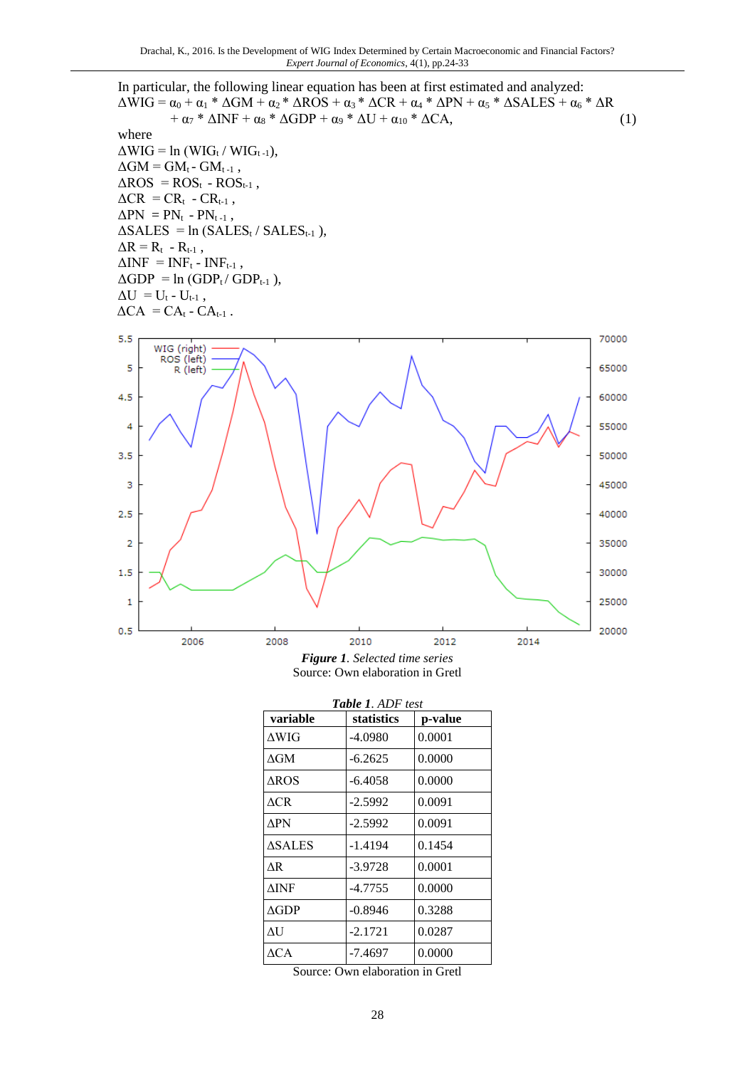In particular, the following linear equation has been at first estimated and analyzed:

$$\Delta WIG = \alpha_0 + \alpha_1 * \Delta GM + \alpha_2 * \Delta ROS + \alpha_3 * \Delta CR + \alpha_4 * \Delta PN + \alpha_5 * \Delta SALES + \alpha_6 * \Delta R + \alpha_7 * \Delta INF + \alpha_8 * \Delta GDP + \alpha_9 * \Delta U + \alpha_{10} * \Delta CA, \quad (1)$$

where

$\Delta WIG = \ln (WIG_t / WIG_{t-1})$,
$\Delta GM = GM_t - GM_{t-1}$ ,
$\Delta ROS = ROS_t - ROS_{t-1}$ ,
$\Delta CR = CR_t - CR_{t-1}$ ,
$\Delta PN = PN_t - PN_{t-1}$ ,
$\Delta SALES = \ln (SALES_t / SALES_{t-1})$,
$\Delta R = R_t - R_{t-1}$ ,
$\Delta INF = INF_t - INF_{t-1}$ ,
$\Delta GDP = \ln (GDP_t / GDP_{t-1})$,
$\Delta U = U_t - U_{t-1}$ ,
$\Delta CA = CA_t - CA_{t-1}$ .

WIG (right)
ROS (left)
R (left)
5.5 5 4.5 4 3.5 3 2.5 2 1.5 1 0.5
70000 65000 60000 55000 50000 45000 40000 35000 30000 25000 20000
2006 2008 2010 2012 2014

***Figure 1**. Selected time series*
Source: Own elaboration in Gretl

***Table 1**. ADF test*

| variable | statistics | p-value |
|---|---|---|
| ΔWIG | -4.0980 | 0.0001 |
| ΔGM | -6.2625 | 0.0000 |
| ΔROS | -6.4058 | 0.0000 |
| ΔCR | -2.5992 | 0.0091 |
| ΔPN | -2.5992 | 0.0091 |
| ΔSALES | -1.4194 | 0.1454 |
| ΔR | -3.9728 | 0.0001 |
| ΔINF | -4.7755 | 0.0000 |
| ΔGDP | -0.8946 | 0.3288 |
| ΔU | -2.1721 | 0.0287 |
| ΔCA | -7.4697 | 0.0000 |

Source: Own elaboration in Gretl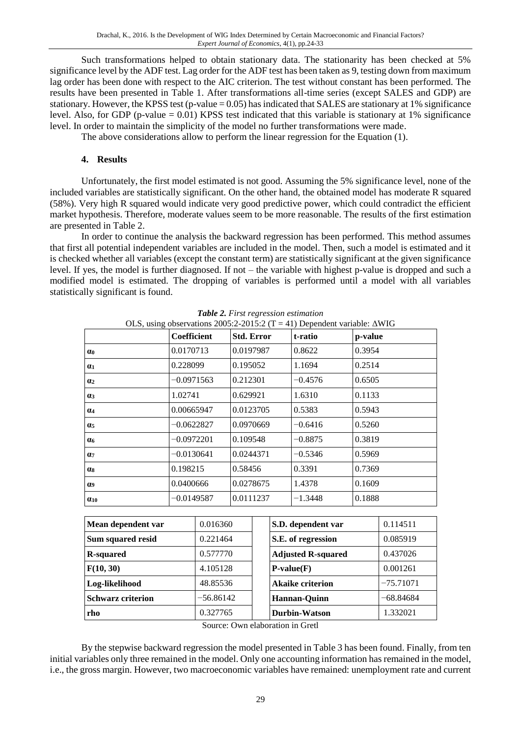Such transformations helped to obtain stationary data. The stationarity has been checked at 5% significance level by the ADF test. Lag order for the ADF test has been taken as 9, testing down from maximum lag order has been done with respect to the AIC criterion. The test without constant has been performed. The results have been presented in Table 1. After transformations all-time series (except SALES and GDP) are stationary. However, the KPSS test (p-value = 0.05) has indicated that SALES are stationary at 1% significance level. Also, for GDP (p-value = 0.01) KPSS test indicated that this variable is stationary at 1% significance level. In order to maintain the simplicity of the model no further transformations were made.

The above considerations allow to perform the linear regression for the Equation (1).

## 4. Results

Unfortunately, the first model estimated is not good. Assuming the 5% significance level, none of the included variables are statistically significant. On the other hand, the obtained model has moderate R squared (58%). Very high R squared would indicate very good predictive power, which could contradict the efficient market hypothesis. Therefore, moderate values seem to be more reasonable. The results of the first estimation are presented in Table 2.

In order to continue the analysis the backward regression has been performed. This method assumes that first all potential independent variables are included in the model. Then, such a model is estimated and it is checked whether all variables (except the constant term) are statistically significant at the given significance level. If yes, the model is further diagnosed. If not – the variable with highest p-value is dropped and such a modified model is estimated. The dropping of variables is performed until a model with all variables statistically significant is found.

***Table 2.*** *First regression estimation*

OLS, using observations 2005:2-2015:2 (T = 41) Dependent variable: ΔWIG

| | Coefficient | Std. Error | t-ratio | p-value |
|---|---|---|---|---|
| $\alpha_0$ | 0.0170713 | 0.0197987 | 0.8622 | 0.3954 |
| $\alpha_1$ | 0.228099 | 0.195052 | 1.1694 | 0.2514 |
| $\alpha_2$ | −0.0971563 | 0.212301 | −0.4576 | 0.6505 |
| $\alpha_3$ | 1.02741 | 0.629921 | 1.6310 | 0.1133 |
| $\alpha_4$ | 0.00665947 | 0.0123705 | 0.5383 | 0.5943 |
| $\alpha_5$ | −0.0622827 | 0.0970669 | −0.6416 | 0.5260 |
| $\alpha_6$ | −0.0972201 | 0.109548 | −0.8875 | 0.3819 |
| $\alpha_7$ | −0.0130641 | 0.0244371 | −0.5346 | 0.5969 |
| $\alpha_8$ | 0.198215 | 0.58456 | 0.3391 | 0.7369 |
| $\alpha_9$ | 0.0400666 | 0.0278675 | 1.4378 | 0.1609 |
| $\alpha_{10}$ | −0.0149587 | 0.0111237 | −1.3448 | 0.1888 |

| | | | |
|---|---|---|---|
| **Mean dependent var** | 0.016360 | **S.D. dependent var** | 0.114511 |
| **Sum squared resid** | 0.221464 | **S.E. of regression** | 0.085919 |
| **R-squared** | 0.577770 | **Adjusted R-squared** | 0.437026 |
| **F(10, 30)** | 4.105128 | **P-value(F)** | 0.001261 |
| **Log-likelihood** | 48.85536 | **Akaike criterion** | −75.71071 |
| **Schwarz criterion** | −56.86142 | **Hannan-Quinn** | −68.84684 |
| **rho** | 0.327765 | **Durbin-Watson** | 1.332021 |

Source: Own elaboration in Gretl

By the stepwise backward regression the model presented in Table 3 has been found. Finally, from ten initial variables only three remained in the model. Only one accounting information has remained in the model, i.e., the gross margin. However, two macroeconomic variables have remained: unemployment rate and current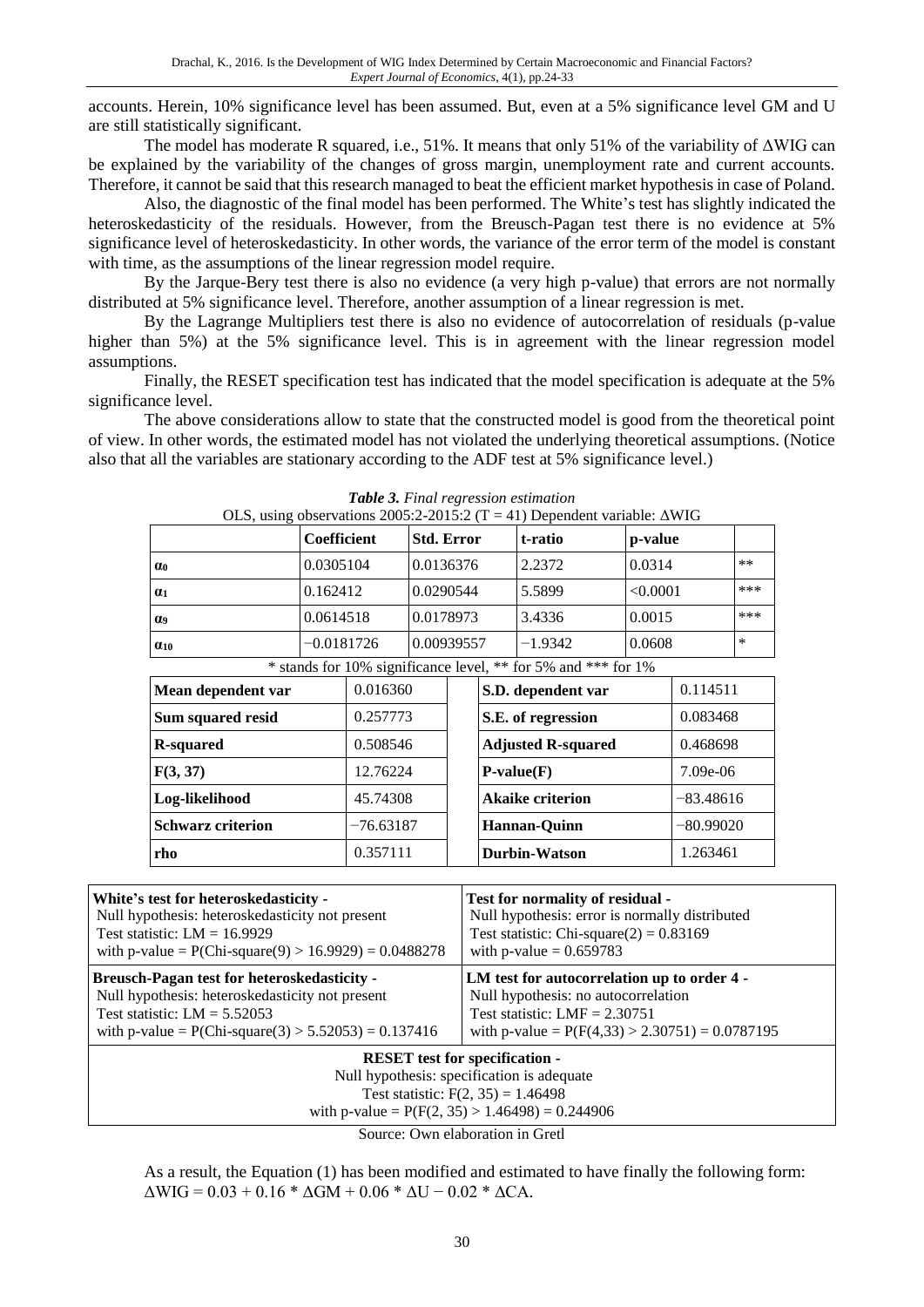accounts. Herein, 10% significance level has been assumed. But, even at a 5% significance level GM and U are still statistically significant.

The model has moderate R squared, i.e., 51%. It means that only 51% of the variability of ΔWIG can be explained by the variability of the changes of gross margin, unemployment rate and current accounts. Therefore, it cannot be said that this research managed to beat the efficient market hypothesis in case of Poland.

Also, the diagnostic of the final model has been performed. The White's test has slightly indicated the heteroskedasticity of the residuals. However, from the Breusch-Pagan test there is no evidence at 5% significance level of heteroskedasticity. In other words, the variance of the error term of the model is constant with time, as the assumptions of the linear regression model require.

By the Jarque-Bery test there is also no evidence (a very high p-value) that errors are not normally distributed at 5% significance level. Therefore, another assumption of a linear regression is met.

By the Lagrange Multipliers test there is also no evidence of autocorrelation of residuals (p-value higher than 5%) at the 5% significance level. This is in agreement with the linear regression model assumptions.

Finally, the RESET specification test has indicated that the model specification is adequate at the 5% significance level.

The above considerations allow to state that the constructed model is good from the theoretical point of view. In other words, the estimated model has not violated the underlying theoretical assumptions. (Notice also that all the variables are stationary according to the ADF test at 5% significance level.)

***Table 3.** Final regression estimation*

OLS, using observations 2005:2-2015:2 (T = 41) Dependent variable: ΔWIG

| | Coefficient | Std. Error | t-ratio | p-value | |
|---|---|---|---|---|---|
| $\alpha_0$ | 0.0305104 | 0.0136376 | 2.2372 | 0.0314 | ** |
| $\alpha_1$ | 0.162412 | 0.0290544 | 5.5899 | <0.0001 | *** |
| $\alpha_9$ | 0.0614518 | 0.0178973 | 3.4336 | 0.0015 | *** |
| $\alpha_{10}$ | −0.0181726 | 0.00939557 | −1.9342 | 0.0608 | * |

\* stands for 10% significance level, ** for 5% and *** for 1%

| | | | |
|---|---|---|---|
| **Mean dependent var** | 0.016360 | **S.D. dependent var** | 0.114511 |
| **Sum squared resid** | 0.257773 | **S.E. of regression** | 0.083468 |
| **R-squared** | 0.508546 | **Adjusted R-squared** | 0.468698 |
| **F(3, 37)** | 12.76224 | **P-value(F)** | 7.09e-06 |
| **Log-likelihood** | 45.74308 | **Akaike criterion** | −83.48616 |
| **Schwarz criterion** | −76.63187 | **Hannan-Quinn** | −80.99020 |
| **rho** | 0.357111 | **Durbin-Watson** | 1.263461 |

| | |
|---|---|
| **White's test for heteroskedasticity -** Null hypothesis: heteroskedasticity not present Test statistic: LM = 16.9929 with p-value = P(Chi-square(9) > 16.9929) = 0.0488278 | **Test for normality of residual -** Null hypothesis: error is normally distributed Test statistic: Chi-square(2) = 0.83169 with p-value = 0.659783 |
| **Breusch-Pagan test for heteroskedasticity -** Null hypothesis: heteroskedasticity not present Test statistic: LM = 5.52053 with p-value = P(Chi-square(3) > 5.52053) = 0.137416 | **LM test for autocorrelation up to order 4 -** Null hypothesis: no autocorrelation Test statistic: LMF = 2.30751 with p-value = P(F(4,33) > 2.30751) = 0.0787195 |
| **RESET test for specification -** Null hypothesis: specification is adequate Test statistic: F(2, 35) = 1.46498 with p-value = P(F(2, 35) > 1.46498) = 0.244906 | |

Source: Own elaboration in Gretl

As a result, the Equation (1) has been modified and estimated to have finally the following form:

$$\Delta WIG = 0.03 + 0.16 * \Delta GM + 0.06 * \Delta U - 0.02 * \Delta CA.$$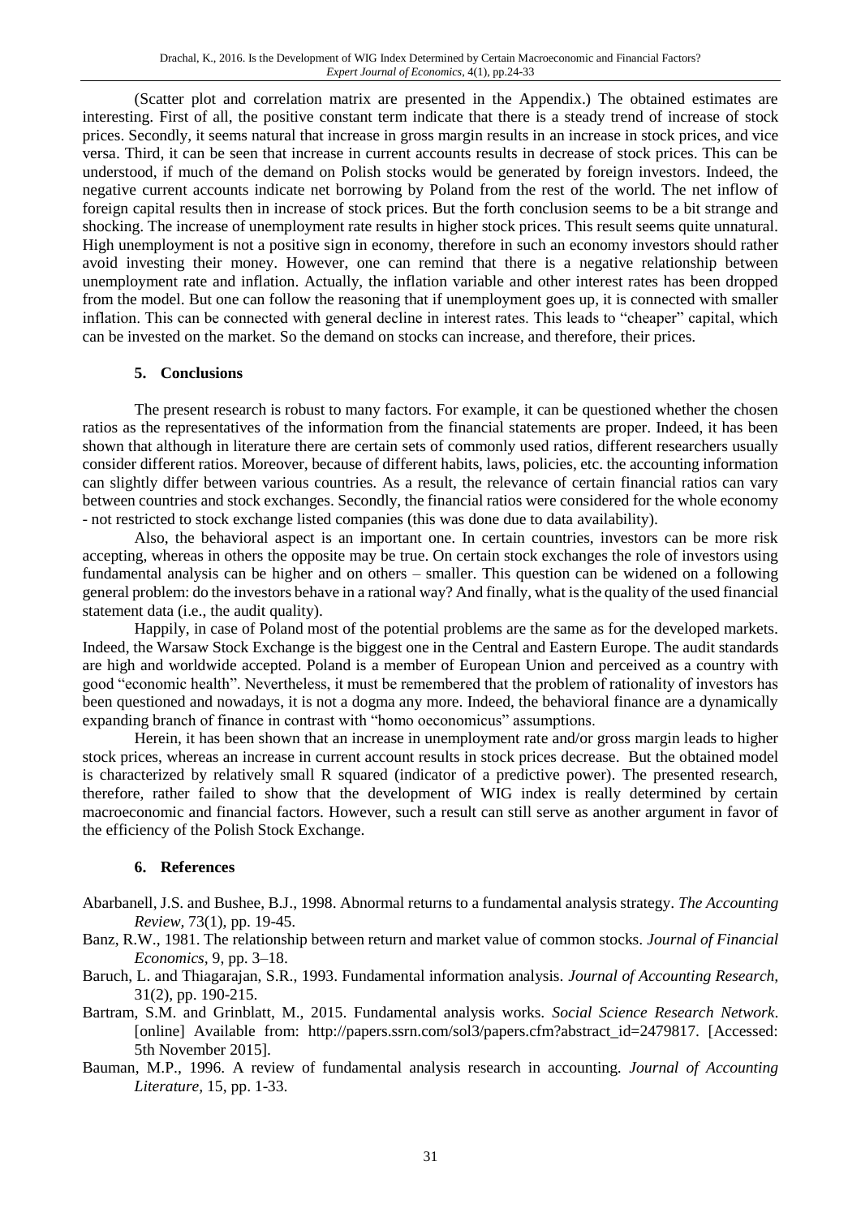(Scatter plot and correlation matrix are presented in the Appendix.) The obtained estimates are interesting. First of all, the positive constant term indicate that there is a steady trend of increase of stock prices. Secondly, it seems natural that increase in gross margin results in an increase in stock prices, and vice versa. Third, it can be seen that increase in current accounts results in decrease of stock prices. This can be understood, if much of the demand on Polish stocks would be generated by foreign investors. Indeed, the negative current accounts indicate net borrowing by Poland from the rest of the world. The net inflow of foreign capital results then in increase of stock prices. But the forth conclusion seems to be a bit strange and shocking. The increase of unemployment rate results in higher stock prices. This result seems quite unnatural. High unemployment is not a positive sign in economy, therefore in such an economy investors should rather avoid investing their money. However, one can remind that there is a negative relationship between unemployment rate and inflation. Actually, the inflation variable and other interest rates has been dropped from the model. But one can follow the reasoning that if unemployment goes up, it is connected with smaller inflation. This can be connected with general decline in interest rates. This leads to "cheaper" capital, which can be invested on the market. So the demand on stocks can increase, and therefore, their prices.

## 5. Conclusions

The present research is robust to many factors. For example, it can be questioned whether the chosen ratios as the representatives of the information from the financial statements are proper. Indeed, it has been shown that although in literature there are certain sets of commonly used ratios, different researchers usually consider different ratios. Moreover, because of different habits, laws, policies, etc. the accounting information can slightly differ between various countries. As a result, the relevance of certain financial ratios can vary between countries and stock exchanges. Secondly, the financial ratios were considered for the whole economy - not restricted to stock exchange listed companies (this was done due to data availability).

Also, the behavioral aspect is an important one. In certain countries, investors can be more risk accepting, whereas in others the opposite may be true. On certain stock exchanges the role of investors using fundamental analysis can be higher and on others – smaller. This question can be widened on a following general problem: do the investors behave in a rational way? And finally, what is the quality of the used financial statement data (i.e., the audit quality).

Happily, in case of Poland most of the potential problems are the same as for the developed markets. Indeed, the Warsaw Stock Exchange is the biggest one in the Central and Eastern Europe. The audit standards are high and worldwide accepted. Poland is a member of European Union and perceived as a country with good "economic health". Nevertheless, it must be remembered that the problem of rationality of investors has been questioned and nowadays, it is not a dogma any more. Indeed, the behavioral finance are a dynamically expanding branch of finance in contrast with "homo oeconomicus" assumptions.

Herein, it has been shown that an increase in unemployment rate and/or gross margin leads to higher stock prices, whereas an increase in current account results in stock prices decrease. But the obtained model is characterized by relatively small R squared (indicator of a predictive power). The presented research, therefore, rather failed to show that the development of WIG index is really determined by certain macroeconomic and financial factors. However, such a result can still serve as another argument in favor of the efficiency of the Polish Stock Exchange.

## 6. References

Abarbanell, J.S. and Bushee, B.J., 1998. Abnormal returns to a fundamental analysis strategy. *The Accounting Review*, 73(1), pp. 19-45.

Banz, R.W., 1981. The relationship between return and market value of common stocks. *Journal of Financial Economics*, 9, pp. 3–18.

Baruch, L. and Thiagarajan, S.R., 1993. Fundamental information analysis. *Journal of Accounting Research*, 31(2), pp. 190-215.

Bartram, S.M. and Grinblatt, M., 2015. Fundamental analysis works. *Social Science Research Network*. [online] Available from: http://papers.ssrn.com/sol3/papers.cfm?abstract_id=2479817. [Accessed: 5th November 2015].

Bauman, M.P., 1996. A review of fundamental analysis research in accounting. *Journal of Accounting Literature*, 15, pp. 1-33.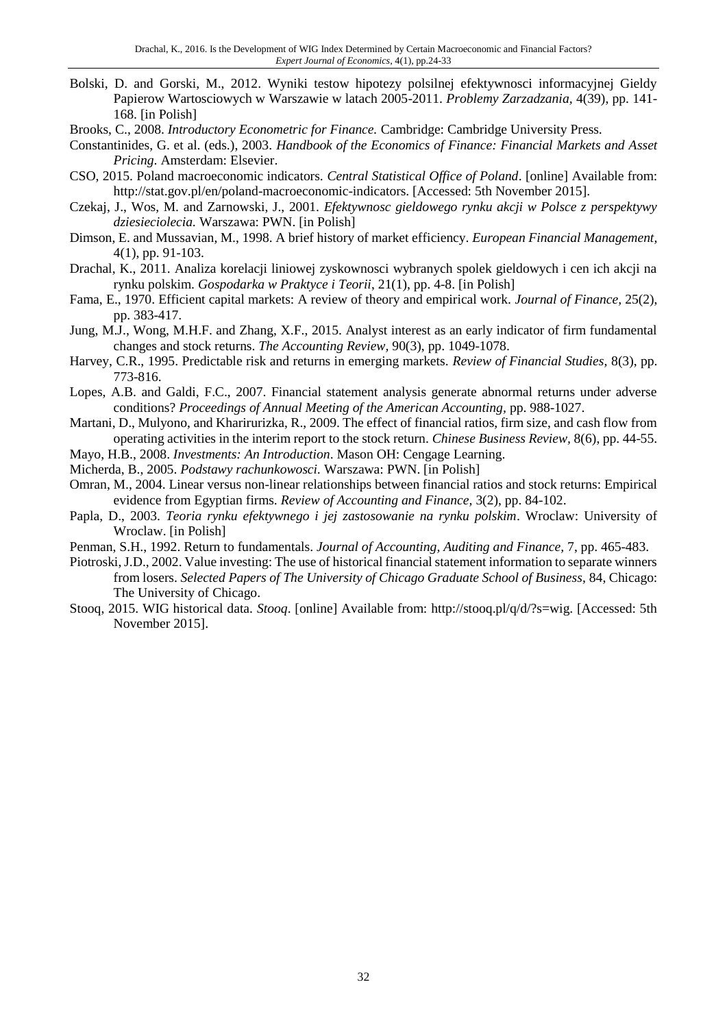Bolski, D. and Gorski, M., 2012. Wyniki testow hipotezy polsilnej efektywnosci informacyjnej Gieldy Papierow Wartosciowych w Warszawie w latach 2005-2011. *Problemy Zarzadzania,* 4(39), pp. 141-168. [in Polish]

Brooks, C., 2008. *Introductory Econometric for Finance.* Cambridge: Cambridge University Press.

Constantinides, G. et al. (eds.), 2003. *Handbook of the Economics of Finance: Financial Markets and Asset Pricing*. Amsterdam: Elsevier.

CSO, 2015. Poland macroeconomic indicators. *Central Statistical Office of Poland*. [online] Available from: http://stat.gov.pl/en/poland-macroeconomic-indicators. [Accessed: 5th November 2015].

Czekaj, J., Wos, M. and Zarnowski, J., 2001. *Efektywnosc gieldowego rynku akcji w Polsce z perspektywy dziesieciolecia.* Warszawa: PWN. [in Polish]

Dimson, E. and Mussavian, M., 1998. A brief history of market efficiency. *European Financial Management,* 4(1), pp. 91-103.

Drachal, K., 2011. Analiza korelacji liniowej zyskownosci wybranych spolek gieldowych i cen ich akcji na rynku polskim. *Gospodarka w Praktyce i Teorii*, 21(1), pp. 4-8. [in Polish]

Fama, E., 1970. Efficient capital markets: A review of theory and empirical work. *Journal of Finance,* 25(2), pp. 383-417.

Jung, M.J., Wong, M.H.F. and Zhang, X.F., 2015. Analyst interest as an early indicator of firm fundamental changes and stock returns. *The Accounting Review,* 90(3), pp. 1049-1078.

Harvey, C.R., 1995. Predictable risk and returns in emerging markets. *Review of Financial Studies,* 8(3), pp. 773-816.

Lopes, A.B. and Galdi, F.C., 2007. Financial statement analysis generate abnormal returns under adverse conditions? *Proceedings of Annual Meeting of the American Accounting*, pp. 988-1027.

Martani, D., Mulyono, and Kharirurizka, R., 2009. The effect of financial ratios, firm size, and cash flow from operating activities in the interim report to the stock return. *Chinese Business Review,* 8(6), pp. 44-55.

Mayo, H.B., 2008. *Investments: An Introduction*. Mason OH: Cengage Learning.

Micherda, B., 2005. *Podstawy rachunkowosci.* Warszawa: PWN. [in Polish]

Omran, M., 2004. Linear versus non-linear relationships between financial ratios and stock returns: Empirical evidence from Egyptian firms. *Review of Accounting and Finance,* 3(2), pp. 84-102.

Papla, D., 2003. *Teoria rynku efektywnego i jej zastosowanie na rynku polskim*. Wroclaw: University of Wroclaw. [in Polish]

Penman, S.H., 1992. Return to fundamentals. *Journal of Accounting, Auditing and Finance,* 7, pp. 465-483.

Piotroski, J.D., 2002. Value investing: The use of historical financial statement information to separate winners from losers. *Selected Papers of The University of Chicago Graduate School of Business,* 84, Chicago: The University of Chicago.

Stooq, 2015. WIG historical data. *Stooq*. [online] Available from: http://stooq.pl/q/d/?s=wig. [Accessed: 5th November 2015].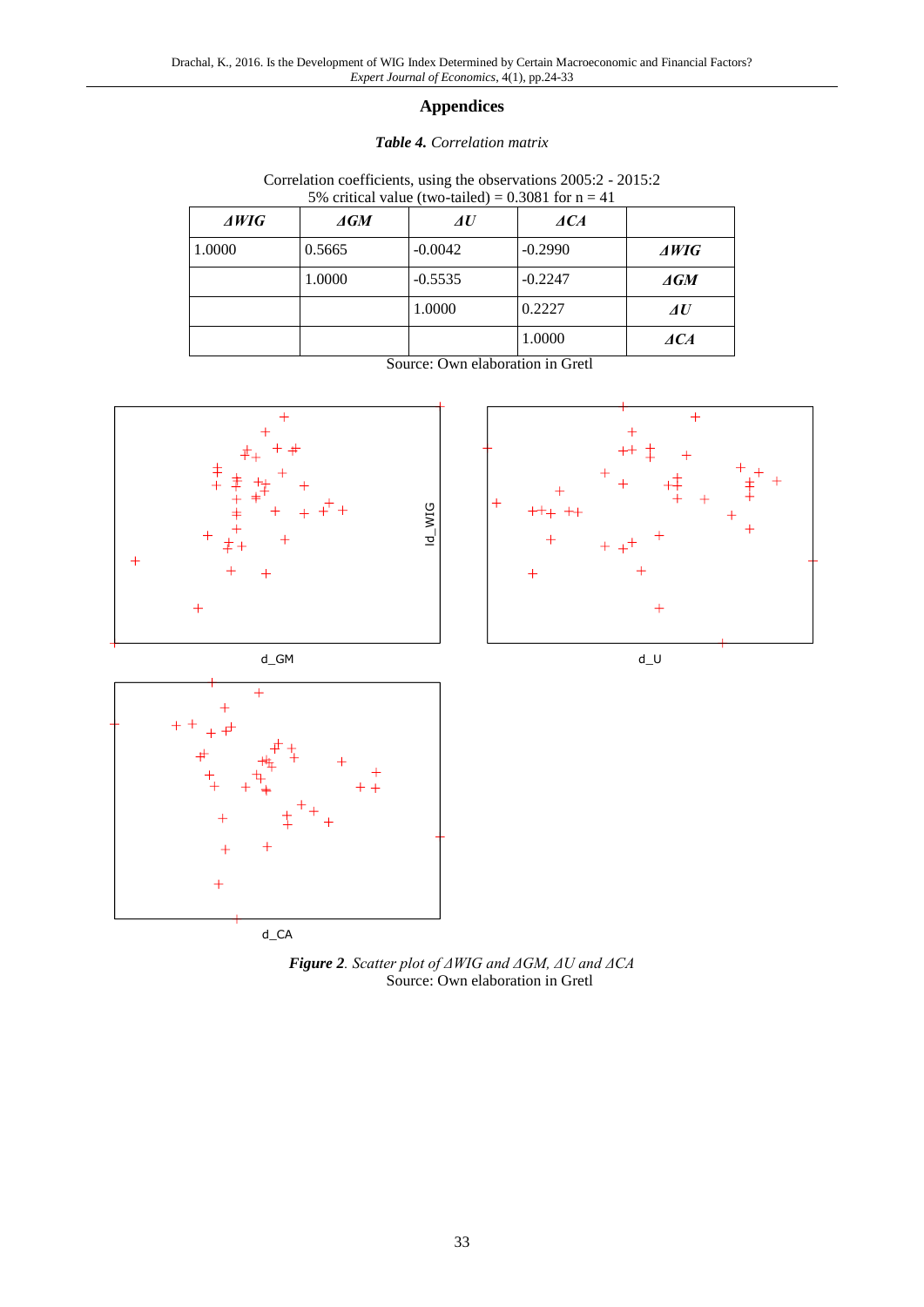## Appendices

***Table 4.*** *Correlation matrix*

Correlation coefficients, using the observations 2005:2 - 2015:2
5% critical value (two-tailed) = 0.3081 for n = 41

| *ΔWIG* | *ΔGM* | *ΔU* | *ΔCA* | |
|---|---|---|---|---|
| 1.0000 | 0.5665 | -0.0042 | -0.2990 | ***ΔWIG*** |
| | 1.0000 | -0.5535 | -0.2247 | ***ΔGM*** |
| | | 1.0000 | 0.2227 | ***ΔU*** |
| | | | 1.0000 | ***ΔCA*** |

Source: Own elaboration in Gretl

ld_WIG

d_GM

d_U

d_CA

***Figure 2****. Scatter plot of ΔWIG and ΔGM, ΔU and ΔCA*
Source: Own elaboration in Gretl